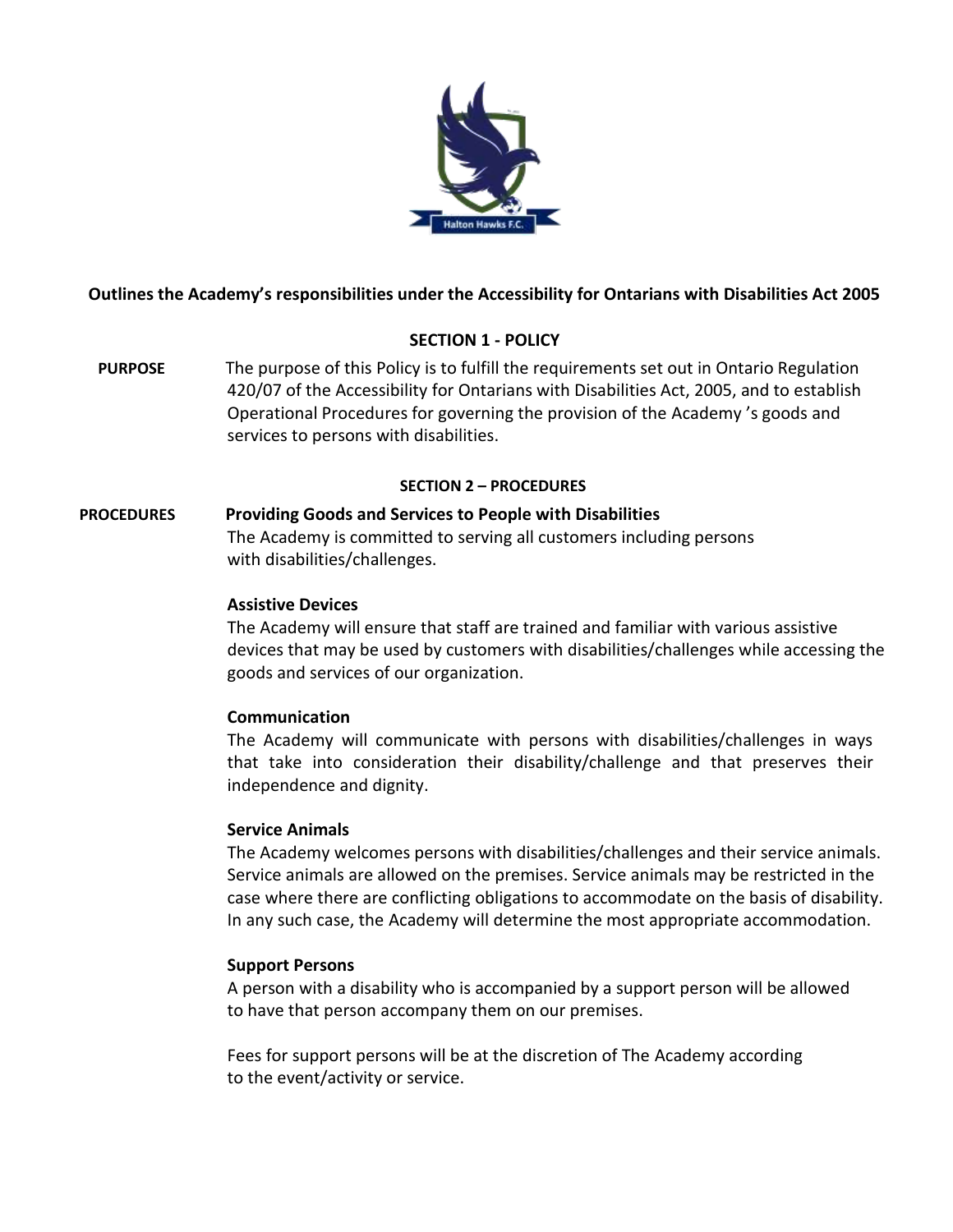**Outlines the Academy's responsibilities under the Accessibility for Ontarians with Disabilities Act 2005**

## SECTION 1 - POLICY

**PURPOSE**

The purpose of this Policy is to fulfill the requirements set out in Ontario Regulation 420/07 of the Accessibility for Ontarians with Disabilities Act, 2005, and to establish Operational Procedures for governing the provision of the Academy 's goods and services to persons with disabilities.

## SECTION 2 – PROCEDURES

**PROCEDURES**

**Providing Goods and Services to People with Disabilities**

The Academy is committed to serving all customers including persons with disabilities/challenges.

**Assistive Devices**

The Academy will ensure that staff are trained and familiar with various assistive devices that may be used by customers with disabilities/challenges while accessing the goods and services of our organization.

**Communication**

The Academy will communicate with persons with disabilities/challenges in ways that take into consideration their disability/challenge and that preserves their independence and dignity.

**Service Animals**

The Academy welcomes persons with disabilities/challenges and their service animals. Service animals are allowed on the premises. Service animals may be restricted in the case where there are conflicting obligations to accommodate on the basis of disability. In any such case, the Academy will determine the most appropriate accommodation.

**Support Persons**

A person with a disability who is accompanied by a support person will be allowed to have that person accompany them on our premises.

Fees for support persons will be at the discretion of The Academy according to the event/activity or service.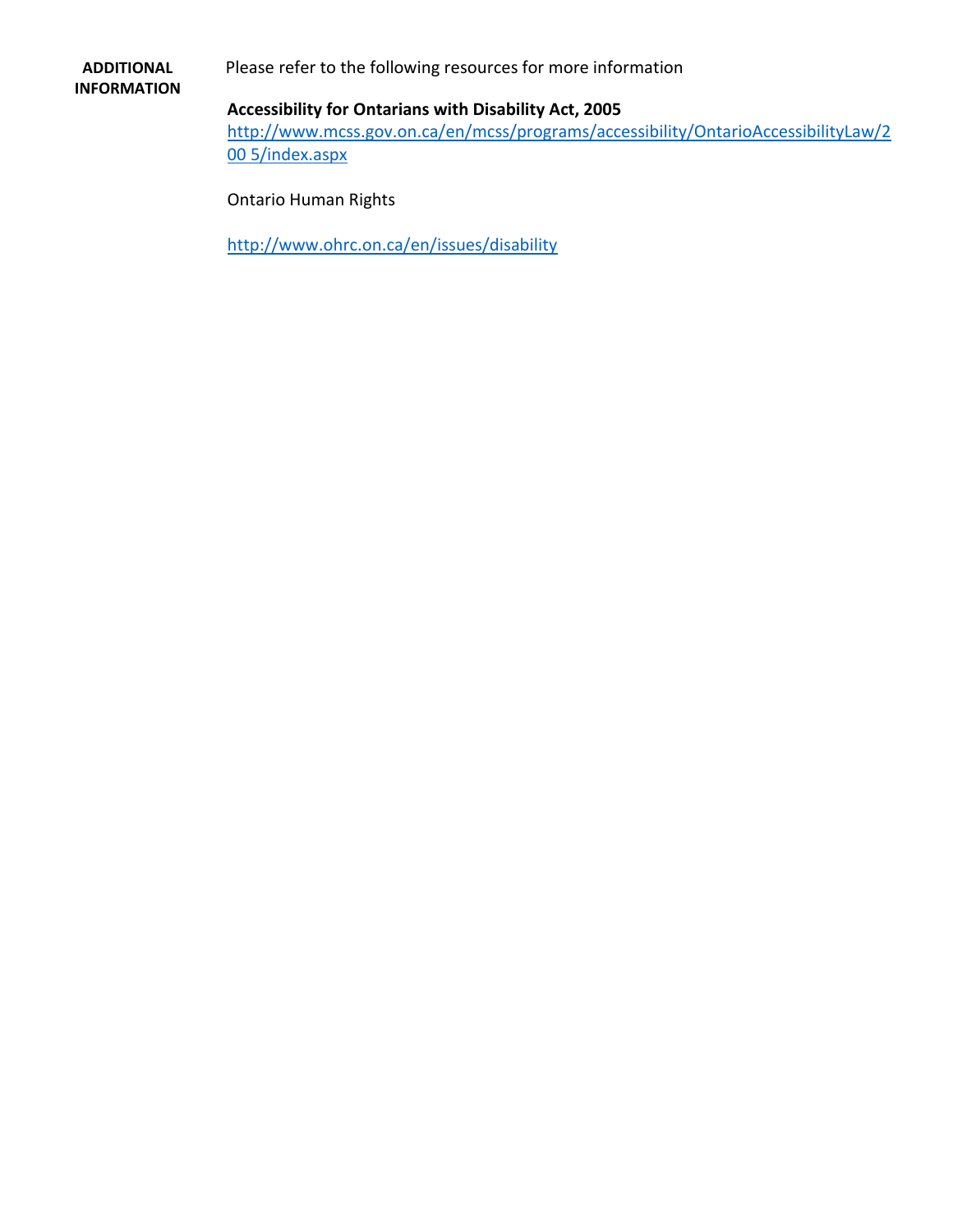**ADDITIONAL INFORMATION**

Please refer to the following resources for more information

**Accessibility for Ontarians with Disability Act, 2005**

http://www.mcss.gov.on.ca/en/mcss/programs/accessibility/OntarioAccessibilityLaw/200 5/index.aspx

Ontario Human Rights

http://www.ohrc.on.ca/en/issues/disability